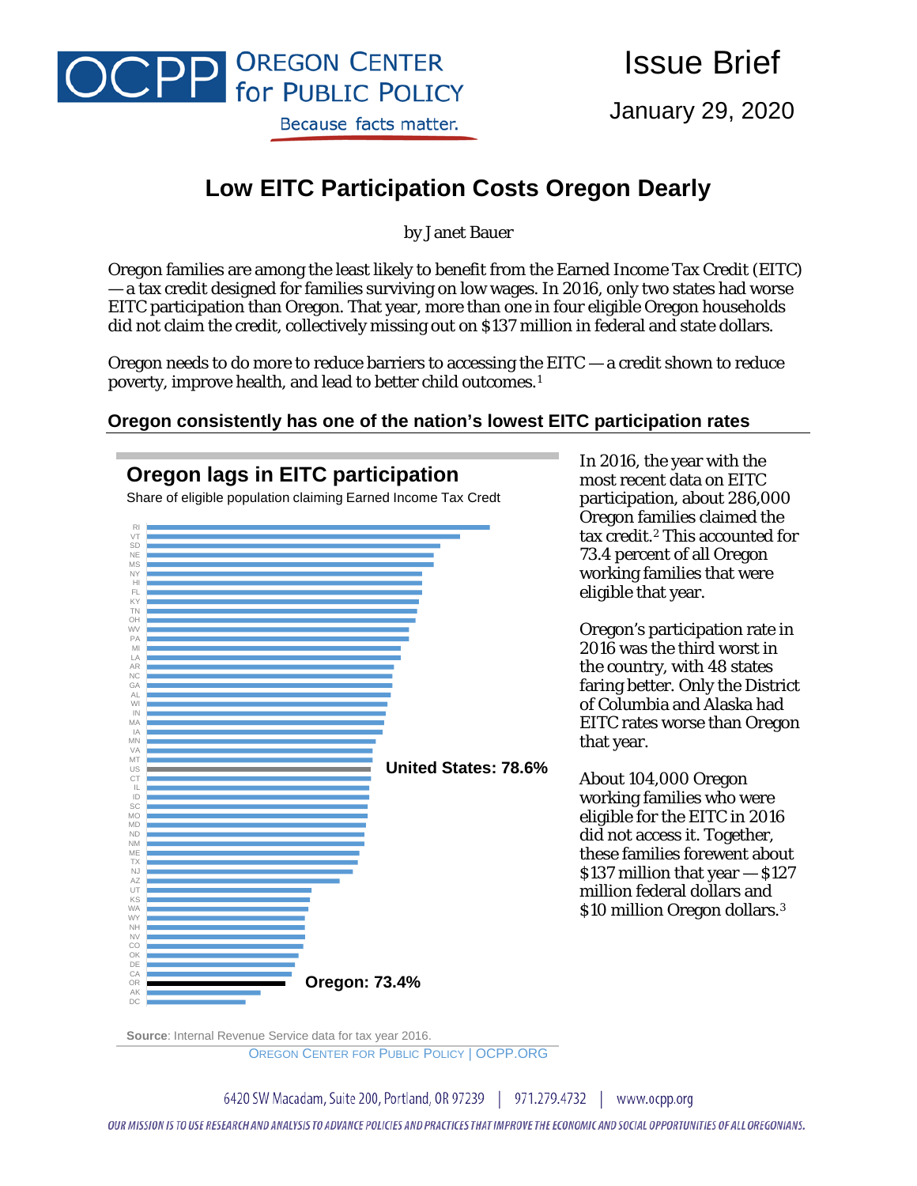OCPP OREGON CENTER for PUBLIC POLICY

Because facts matter.

Issue Brief

January 29, 2020

# Low EITC Participation Costs Oregon Dearly

by Janet Bauer

Oregon families are among the least likely to benefit from the Earned Income Tax Credit (EITC) — a tax credit designed for families surviving on low wages. In 2016, only two states had worse EITC participation than Oregon. That year, more than one in four eligible Oregon households did not claim the credit, collectively missing out on $137 million in federal and state dollars.

Oregon needs to do more to reduce barriers to accessing the EITC — a credit shown to reduce poverty, improve health, and lead to better child outcomes.[1]

## Oregon consistently has one of the nation's lowest EITC participation rates

**Oregon lags in EITC participation**

Share of eligible population claiming Earned Income Tax Credt

RI
VT
SD
NE
MS
NY
HI
FL
KY
TN
OH
WV
PA
MI
LA
AR
NC
GA
AL
WI
IN
MA
IA
MN
VA
MT
US
CT
IL
ID
SC
MO
MD
ND
NM
ME
TX
NJ
AZ
UT
KS
WA
WY
NH
NV
CO
OK
DE
CA
OR
AK
DC

**United States: 78.6%**

**Oregon: 73.4%**

**Source**: Internal Revenue Service data for tax year 2016.

OREGON CENTER FOR PUBLIC POLICY | OCPP.ORG

In 2016, the year with the most recent data on EITC participation, about 286,000 Oregon families claimed the tax credit.[2] This accounted for 73.4 percent of all Oregon working families that were eligible that year.

Oregon's participation rate in 2016 was the third worst in the country, with 48 states faring better. Only the District of Columbia and Alaska had EITC rates worse than Oregon that year.

About 104,000 Oregon working families who were eligible for the EITC in 2016 did not access it. Together, these families forewent about $137 million that year — $127 million federal dollars and $10 million Oregon dollars.[3]

6420 SW Macadam, Suite 200, Portland, OR 97239 | 971.279.4732 | www.ocpp.org

OUR MISSION IS TO USE RESEARCH AND ANALYSIS TO ADVANCE POLICIES AND PRACTICES THAT IMPROVE THE ECONOMIC AND SOCIAL OPPORTUNITIES OF ALL OREGONIANS.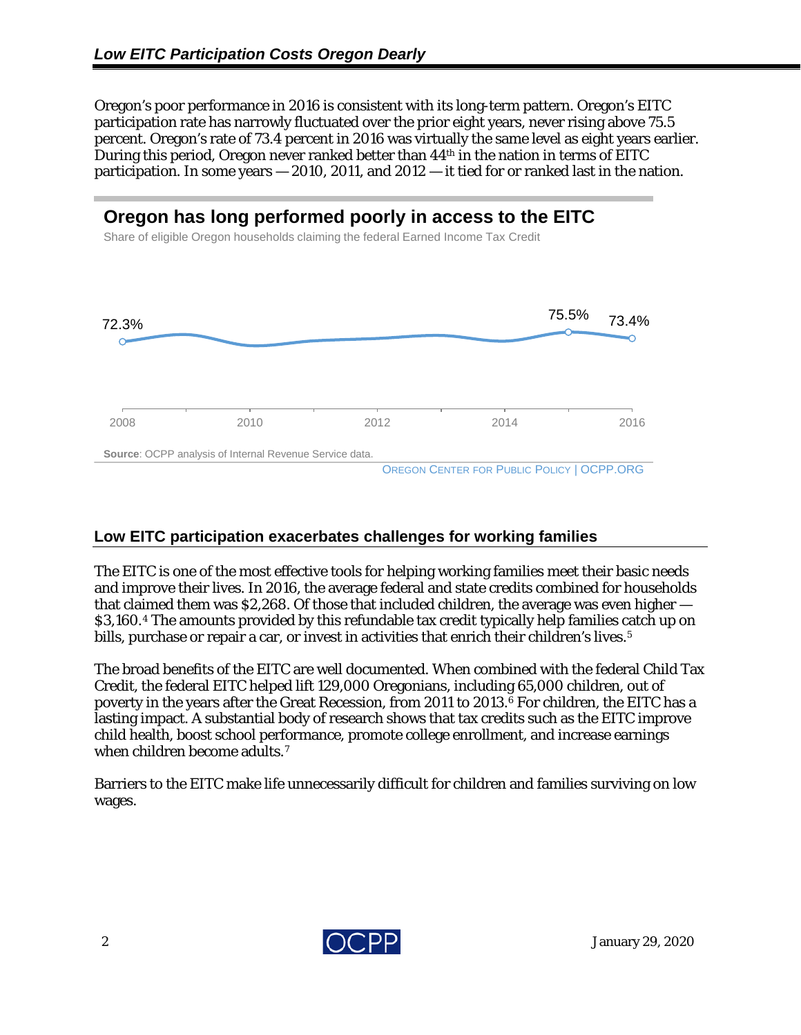Oregon's poor performance in 2016 is consistent with its long-term pattern. Oregon's EITC participation rate has narrowly fluctuated over the prior eight years, never rising above 75.5 percent. Oregon's rate of 73.4 percent in 2016 was virtually the same level as eight years earlier. During this period, Oregon never ranked better than 44th in the nation in terms of EITC participation. In some years — 2010, 2011, and 2012 — it tied for or ranked last in the nation.

**Oregon has long performed poorly in access to the EITC**

Share of eligible Oregon households claiming the federal Earned Income Tax Credit

72.3%

75.5%

73.4%

2008

2010

2012

2014

2016

**Source**: OCPP analysis of Internal Revenue Service data.

OREGON CENTER FOR PUBLIC POLICY | OCPP.ORG

## Low EITC participation exacerbates challenges for working families

The EITC is one of the most effective tools for helping working families meet their basic needs and improve their lives. In 2016, the average federal and state credits combined for households that claimed them was $2,268. Of those that included children, the average was even higher — $3,160.[4] The amounts provided by this refundable tax credit typically help families catch up on bills, purchase or repair a car, or invest in activities that enrich their children's lives.[5]

The broad benefits of the EITC are well documented. When combined with the federal Child Tax Credit, the federal EITC helped lift 129,000 Oregonians, including 65,000 children, out of poverty in the years after the Great Recession, from 2011 to 2013.[6] For children, the EITC has a lasting impact. A substantial body of research shows that tax credits such as the EITC improve child health, boost school performance, promote college enrollment, and increase earnings when children become adults.[7]

Barriers to the EITC make life unnecessarily difficult for children and families surviving on low wages.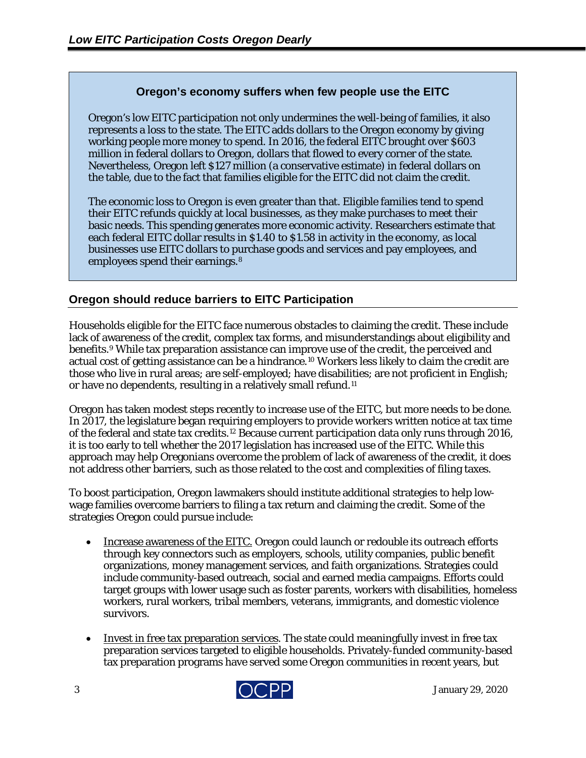### Oregon's economy suffers when few people use the EITC

Oregon's low EITC participation not only undermines the well-being of families, it also represents a loss to the state. The EITC adds dollars to the Oregon economy by giving working people more money to spend. In 2016, the federal EITC brought over $603 million in federal dollars to Oregon, dollars that flowed to every corner of the state. Nevertheless, Oregon left $127 million (a conservative estimate) in federal dollars on the table, due to the fact that families eligible for the EITC did not claim the credit.

The economic loss to Oregon is even greater than that. Eligible families tend to spend their EITC refunds quickly at local businesses, as they make purchases to meet their basic needs. This spending generates more economic activity. Researchers estimate that each federal EITC dollar results in $1.40 to $1.58 in activity in the economy, as local businesses use EITC dollars to purchase goods and services and pay employees, and employees spend their earnings.[8]

## Oregon should reduce barriers to EITC Participation

Households eligible for the EITC face numerous obstacles to claiming the credit. These include lack of awareness of the credit, complex tax forms, and misunderstandings about eligibility and benefits.[9] While tax preparation assistance can improve use of the credit, the perceived and actual cost of getting assistance can be a hindrance.[10] Workers less likely to claim the credit are those who live in rural areas; are self-employed; have disabilities; are not proficient in English; or have no dependents, resulting in a relatively small refund.[11]

Oregon has taken modest steps recently to increase use of the EITC, but more needs to be done. In 2017, the legislature began requiring employers to provide workers written notice at tax time of the federal and state tax credits.[12] Because current participation data only runs through 2016, it is too early to tell whether the 2017 legislation has increased use of the EITC. While this approach may help Oregonians overcome the problem of lack of awareness of the credit, it does not address other barriers, such as those related to the cost and complexities of filing taxes.

To boost participation, Oregon lawmakers should institute additional strategies to help low-wage families overcome barriers to filing a tax return and claiming the credit. Some of the strategies Oregon could pursue include:

- Increase awareness of the EITC. Oregon could launch or redouble its outreach efforts through key connectors such as employers, schools, utility companies, public benefit organizations, money management services, and faith organizations. Strategies could include community-based outreach, social and earned media campaigns. Efforts could target groups with lower usage such as foster parents, workers with disabilities, homeless workers, rural workers, tribal members, veterans, immigrants, and domestic violence survivors.

- Invest in free tax preparation services. The state could meaningfully invest in free tax preparation services targeted to eligible households. Privately-funded community-based tax preparation programs have served some Oregon communities in recent years, but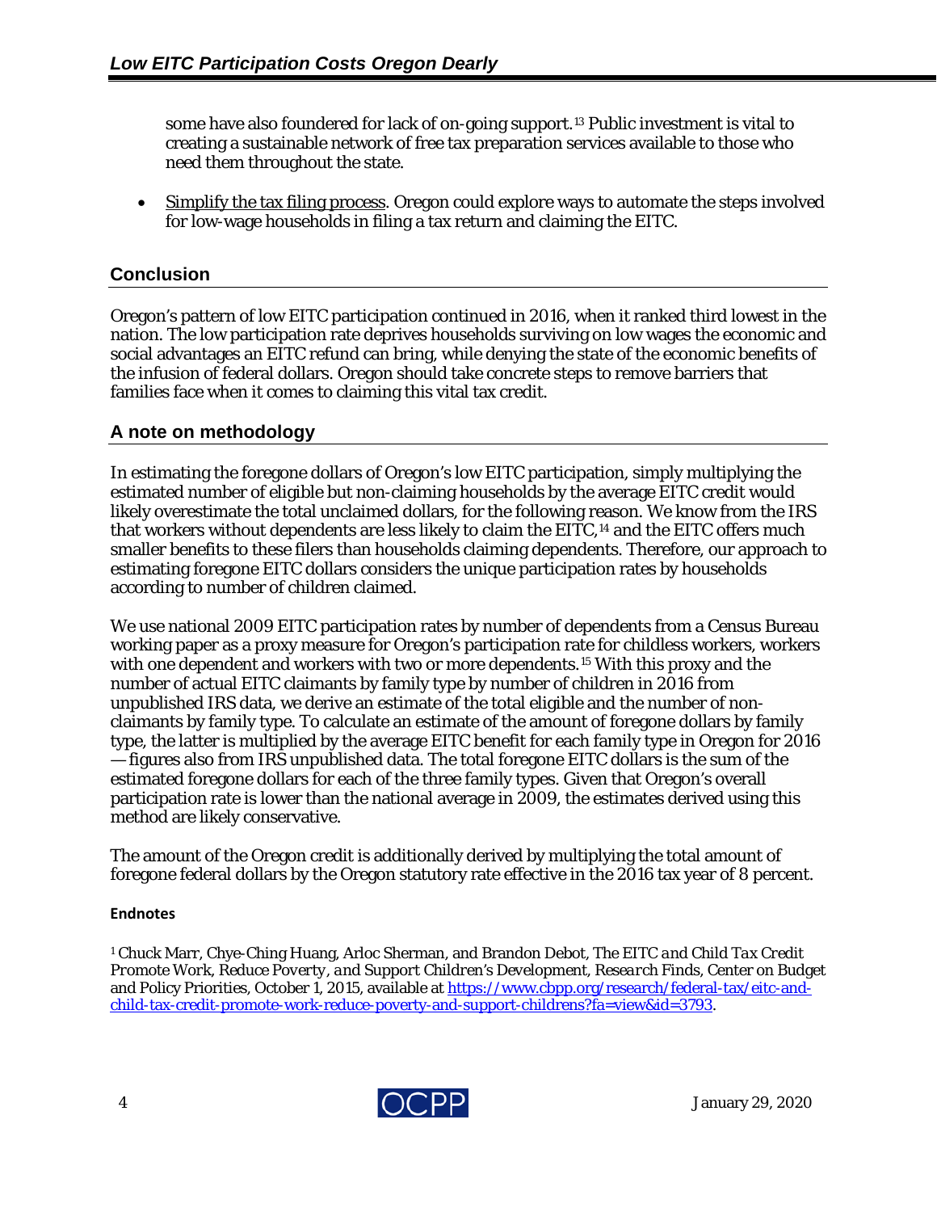some have also foundered for lack of on-going support.[13] Public investment is vital to creating a sustainable network of free tax preparation services available to those who need them throughout the state.

- Simplify the tax filing process. Oregon could explore ways to automate the steps involved for low-wage households in filing a tax return and claiming the EITC.

## Conclusion

Oregon's pattern of low EITC participation continued in 2016, when it ranked third lowest in the nation. The low participation rate deprives households surviving on low wages the economic and social advantages an EITC refund can bring, while denying the state of the economic benefits of the infusion of federal dollars. Oregon should take concrete steps to remove barriers that families face when it comes to claiming this vital tax credit.

## A note on methodology

In estimating the foregone dollars of Oregon's low EITC participation, simply multiplying the estimated number of eligible but non-claiming households by the average EITC credit would likely overestimate the total unclaimed dollars, for the following reason. We know from the IRS that workers without dependents are less likely to claim the EITC,[14] and the EITC offers much smaller benefits to these filers than households claiming dependents. Therefore, our approach to estimating foregone EITC dollars considers the unique participation rates by households according to number of children claimed.

We use national 2009 EITC participation rates by number of dependents from a Census Bureau working paper as a proxy measure for Oregon's participation rate for childless workers, workers with one dependent and workers with two or more dependents.[15] With this proxy and the number of actual EITC claimants by family type by number of children in 2016 from unpublished IRS data, we derive an estimate of the total eligible and the number of non-claimants by family type. To calculate an estimate of the amount of foregone dollars by family type, the latter is multiplied by the average EITC benefit for each family type in Oregon for 2016 — figures also from IRS unpublished data. The total foregone EITC dollars is the sum of the estimated foregone dollars for each of the three family types. Given that Oregon's overall participation rate is lower than the national average in 2009, the estimates derived using this method are likely conservative.

The amount of the Oregon credit is additionally derived by multiplying the total amount of foregone federal dollars by the Oregon statutory rate effective in the 2016 tax year of 8 percent.

### Endnotes

[1] Chuck Marr, Chye-Ching Huang, Arloc Sherman, and Brandon Debot, *The EITC and Child Tax Credit Promote Work, Reduce Poverty, and Support Children's Development, Research Finds*, Center on Budget and Policy Priorities, October 1, 2015, available at https://www.cbpp.org/research/federal-tax/eitc-and-child-tax-credit-promote-work-reduce-poverty-and-support-childrens?fa=view&id=3793.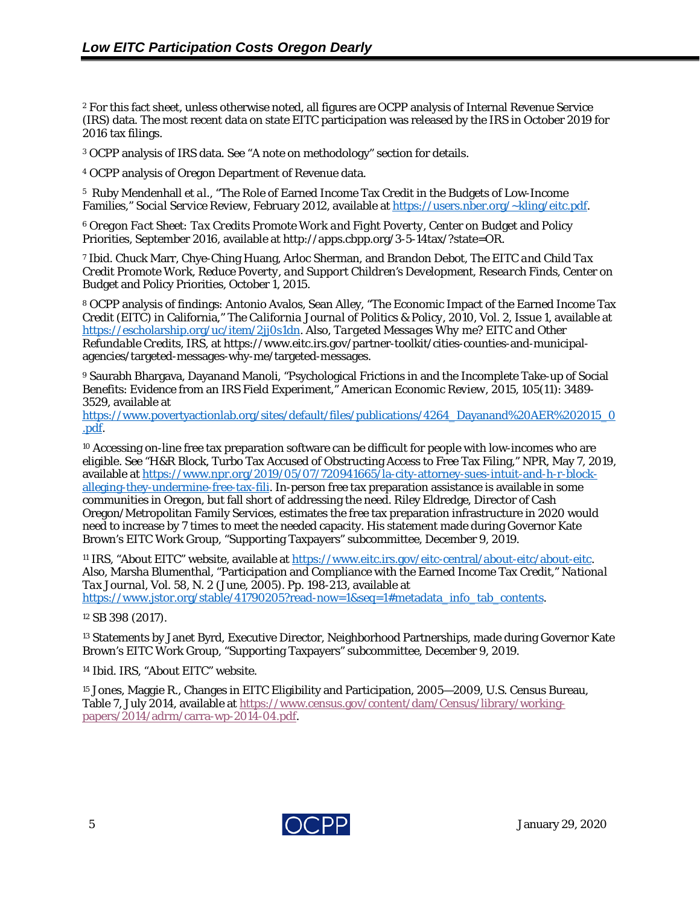[2] For this fact sheet, unless otherwise noted, all figures are OCPP analysis of Internal Revenue Service (IRS) data. The most recent data on state EITC participation was released by the IRS in October 2019 for 2016 tax filings.

[3] OCPP analysis of IRS data. See "A note on methodology" section for details.

[4] OCPP analysis of Oregon Department of Revenue data.

[5] Ruby Mendenhall et al., "The Role of Earned Income Tax Credit in the Budgets of Low-Income Families," *Social Service Review*, February 2012, available at https://users.nber.org/~kling/eitc.pdf.

[6] *Oregon Fact Sheet: Tax Credits Promote Work and Fight Poverty*, Center on Budget and Policy Priorities, September 2016, available at http://apps.cbpp.org/3-5-14tax/?state=OR.

[7] Ibid. Chuck Marr, Chye-Ching Huang, Arloc Sherman, and Brandon Debot, *The EITC and Child Tax Credit Promote Work, Reduce Poverty, and Support Children's Development, Research Finds*, Center on Budget and Policy Priorities, October 1, 2015.

[8] OCPP analysis of findings: Antonio Avalos, Sean Alley, "The Economic Impact of the Earned Income Tax Credit (EITC) in California," *The California Journal of Politics & Policy*, 2010, Vol. 2, Issue 1, available at https://escholarship.org/uc/item/2jj0s1dn. Also, *Targeted Messages Why me? EITC and Other Refundable Credits*, IRS, at https://www.eitc.irs.gov/partner-toolkit/cities-counties-and-municipal-agencies/targeted-messages-why-me/targeted-messages.

[9] Saurabh Bhargava, Dayanand Manoli, "Psychological Frictions in and the Incomplete Take-up of Social Benefits: Evidence from an IRS Field Experiment," *American Economic Review*, 2015, 105(11): 3489-3529, available at https://www.povertyactionlab.org/sites/default/files/publications/4264_Dayanand%20AER%202015_0.pdf.

[10] Accessing on-line free tax preparation software can be difficult for people with low-incomes who are eligible. See "H&R Block, Turbo Tax Accused of Obstructing Access to Free Tax Filing," NPR, May 7, 2019, available at https://www.npr.org/2019/05/07/720941665/la-city-attorney-sues-intuit-and-h-r-block-alleging-they-undermine-free-tax-fili. In-person free tax preparation assistance is available in some communities in Oregon, but fall short of addressing the need. Riley Eldredge, Director of Cash Oregon/Metropolitan Family Services, estimates the free tax preparation infrastructure in 2020 would need to increase by 7 times to meet the needed capacity. His statement made during Governor Kate Brown's EITC Work Group, "Supporting Taxpayers" subcommittee, December 9, 2019.

[11] IRS, "About EITC" website, available at https://www.eitc.irs.gov/eitc-central/about-eitc/about-eitc. Also, Marsha Blumenthal, "Participation and Compliance with the Earned Income Tax Credit," *National Tax Journal*, Vol. 58, N. 2 (June, 2005). Pp. 198-213, available at https://www.jstor.org/stable/41790205?read-now=1&seq=1#metadata_info_tab_contents.

[12] SB 398 (2017).

[13] Statements by Janet Byrd, Executive Director, Neighborhood Partnerships, made during Governor Kate Brown's EITC Work Group, "Supporting Taxpayers" subcommittee, December 9, 2019.

[14] Ibid. IRS, "About EITC" website.

[15] Jones, Maggie R., Changes in EITC Eligibility and Participation, 2005—2009, U.S. Census Bureau, Table 7, July 2014, available at https://www.census.gov/content/dam/Census/library/working-papers/2014/adrm/carra-wp-2014-04.pdf.